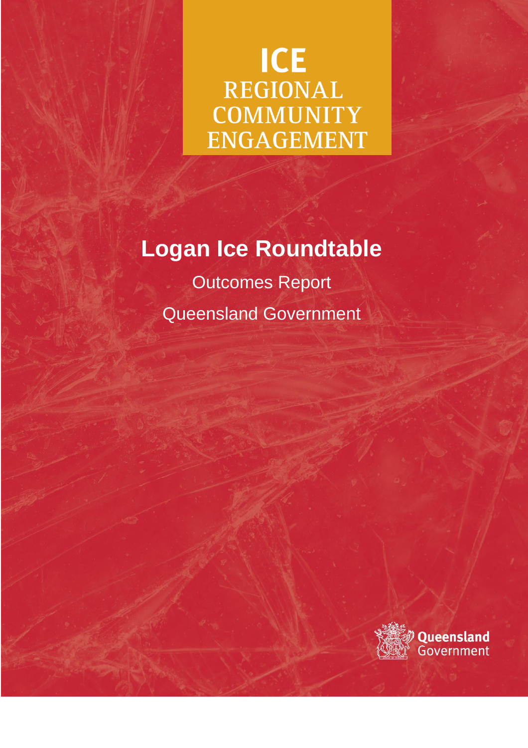**ICE**
**REGIONAL COMMUNITY ENGAGEMENT**

# Logan Ice Roundtable

Outcomes Report

Queensland Government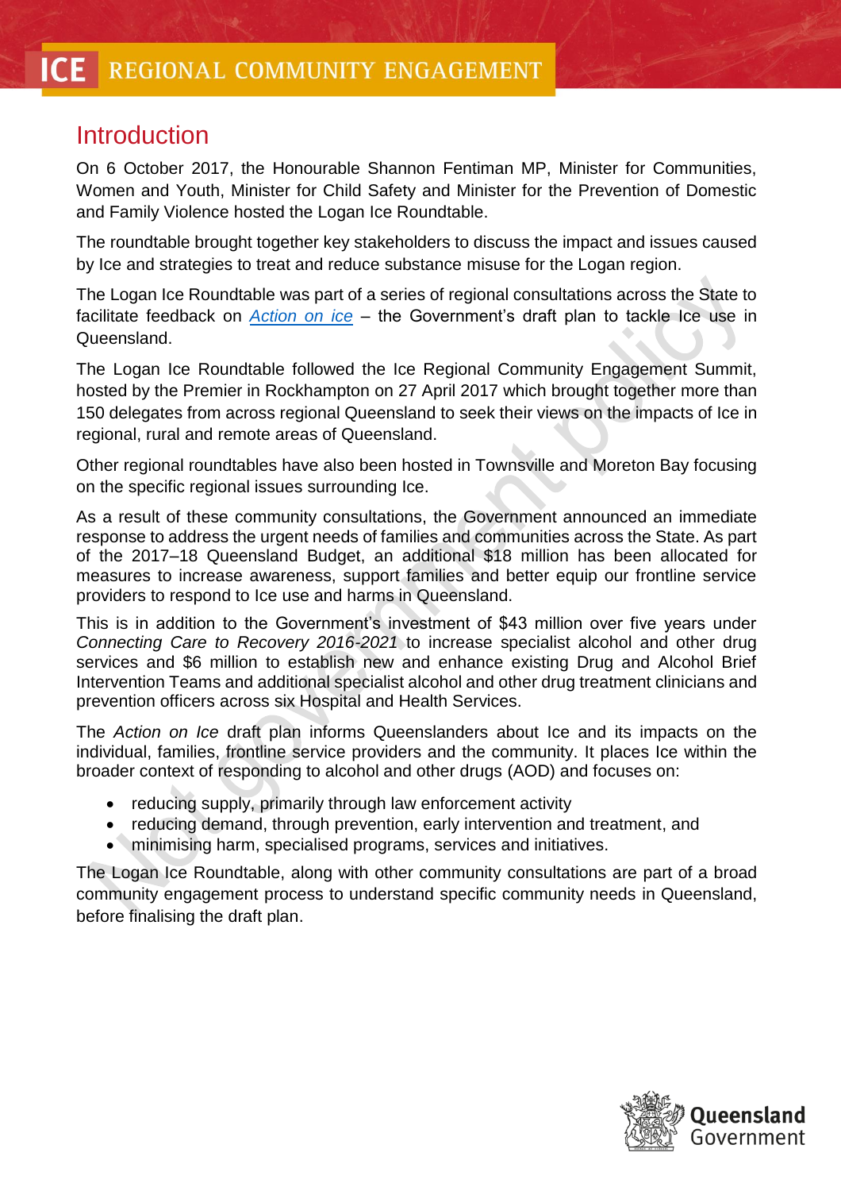# Introduction

On 6 October 2017, the Honourable Shannon Fentiman MP, Minister for Communities, Women and Youth, Minister for Child Safety and Minister for the Prevention of Domestic and Family Violence hosted the Logan Ice Roundtable.

The roundtable brought together key stakeholders to discuss the impact and issues caused by Ice and strategies to treat and reduce substance misuse for the Logan region.

The Logan Ice Roundtable was part of a series of regional consultations across the State to facilitate feedback on *Action on ice* – the Government's draft plan to tackle Ice use in Queensland.

The Logan Ice Roundtable followed the Ice Regional Community Engagement Summit, hosted by the Premier in Rockhampton on 27 April 2017 which brought together more than 150 delegates from across regional Queensland to seek their views on the impacts of Ice in regional, rural and remote areas of Queensland.

Other regional roundtables have also been hosted in Townsville and Moreton Bay focusing on the specific regional issues surrounding Ice.

As a result of these community consultations, the Government announced an immediate response to address the urgent needs of families and communities across the State. As part of the 2017–18 Queensland Budget, an additional $18 million has been allocated for measures to increase awareness, support families and better equip our frontline service providers to respond to Ice use and harms in Queensland.

This is in addition to the Government's investment of $43 million over five years under *Connecting Care to Recovery 2016-2021* to increase specialist alcohol and other drug services and $6 million to establish new and enhance existing Drug and Alcohol Brief Intervention Teams and additional specialist alcohol and other drug treatment clinicians and prevention officers across six Hospital and Health Services.

The *Action on Ice* draft plan informs Queenslanders about Ice and its impacts on the individual, families, frontline service providers and the community. It places Ice within the broader context of responding to alcohol and other drugs (AOD) and focuses on:

- reducing supply, primarily through law enforcement activity
- reducing demand, through prevention, early intervention and treatment, and
- minimising harm, specialised programs, services and initiatives.

The Logan Ice Roundtable, along with other community consultations are part of a broad community engagement process to understand specific community needs in Queensland, before finalising the draft plan.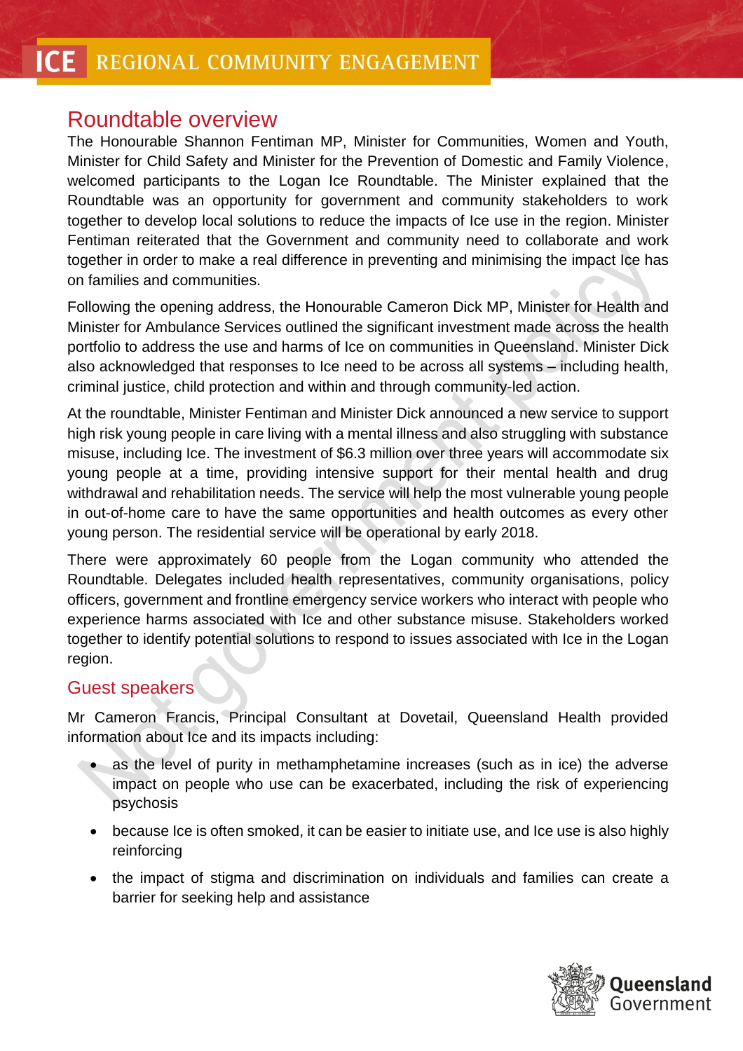## Roundtable overview

The Honourable Shannon Fentiman MP, Minister for Communities, Women and Youth, Minister for Child Safety and Minister for the Prevention of Domestic and Family Violence, welcomed participants to the Logan Ice Roundtable. The Minister explained that the Roundtable was an opportunity for government and community stakeholders to work together to develop local solutions to reduce the impacts of Ice use in the region. Minister Fentiman reiterated that the Government and community need to collaborate and work together in order to make a real difference in preventing and minimising the impact Ice has on families and communities.

Following the opening address, the Honourable Cameron Dick MP, Minister for Health and Minister for Ambulance Services outlined the significant investment made across the health portfolio to address the use and harms of Ice on communities in Queensland. Minister Dick also acknowledged that responses to Ice need to be across all systems – including health, criminal justice, child protection and within and through community-led action.

At the roundtable, Minister Fentiman and Minister Dick announced a new service to support high risk young people in care living with a mental illness and also struggling with substance misuse, including Ice. The investment of $6.3 million over three years will accommodate six young people at a time, providing intensive support for their mental health and drug withdrawal and rehabilitation needs. The service will help the most vulnerable young people in out-of-home care to have the same opportunities and health outcomes as every other young person. The residential service will be operational by early 2018.

There were approximately 60 people from the Logan community who attended the Roundtable. Delegates included health representatives, community organisations, policy officers, government and frontline emergency service workers who interact with people who experience harms associated with Ice and other substance misuse. Stakeholders worked together to identify potential solutions to respond to issues associated with Ice in the Logan region.

## Guest speakers

Mr Cameron Francis, Principal Consultant at Dovetail, Queensland Health provided information about Ice and its impacts including:

- as the level of purity in methamphetamine increases (such as in ice) the adverse impact on people who use can be exacerbated, including the risk of experiencing psychosis
- because Ice is often smoked, it can be easier to initiate use, and Ice use is also highly reinforcing
- the impact of stigma and discrimination on individuals and families can create a barrier for seeking help and assistance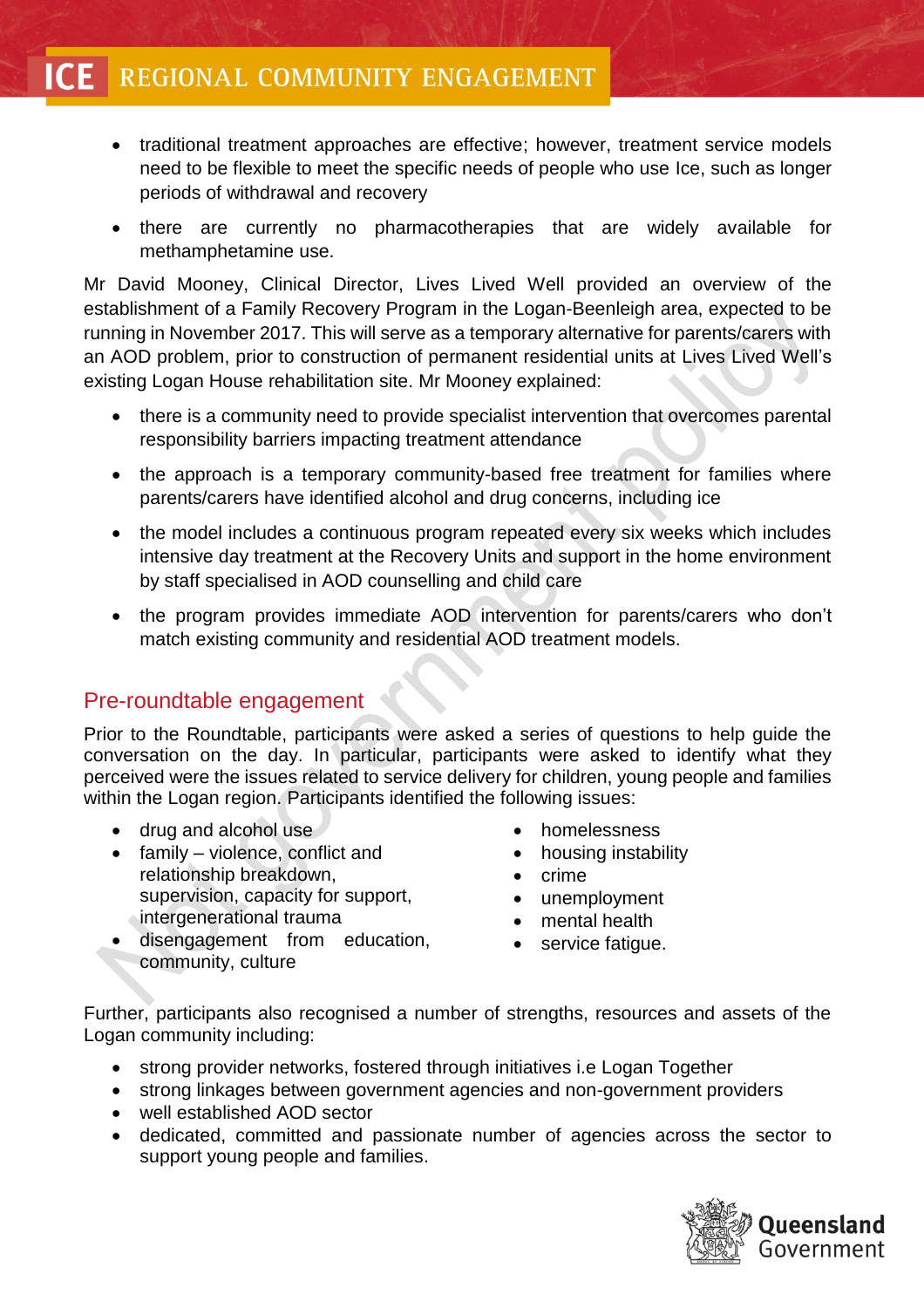- traditional treatment approaches are effective; however, treatment service models need to be flexible to meet the specific needs of people who use Ice, such as longer periods of withdrawal and recovery
- there are currently no pharmacotherapies that are widely available for methamphetamine use.

Mr David Mooney, Clinical Director, Lives Lived Well provided an overview of the establishment of a Family Recovery Program in the Logan-Beenleigh area, expected to be running in November 2017. This will serve as a temporary alternative for parents/carers with an AOD problem, prior to construction of permanent residential units at Lives Lived Well's existing Logan House rehabilitation site. Mr Mooney explained:

- there is a community need to provide specialist intervention that overcomes parental responsibility barriers impacting treatment attendance
- the approach is a temporary community-based free treatment for families where parents/carers have identified alcohol and drug concerns, including ice
- the model includes a continuous program repeated every six weeks which includes intensive day treatment at the Recovery Units and support in the home environment by staff specialised in AOD counselling and child care
- the program provides immediate AOD intervention for parents/carers who don't match existing community and residential AOD treatment models.

## Pre-roundtable engagement

Prior to the Roundtable, participants were asked a series of questions to help guide the conversation on the day. In particular, participants were asked to identify what they perceived were the issues related to service delivery for children, young people and families within the Logan region. Participants identified the following issues:

- drug and alcohol use
- family – violence, conflict and relationship breakdown, supervision, capacity for support, intergenerational trauma
- disengagement from education, community, culture
- homelessness
- housing instability
- crime
- unemployment
- mental health
- service fatigue.

Further, participants also recognised a number of strengths, resources and assets of the Logan community including:

- strong provider networks, fostered through initiatives i.e Logan Together
- strong linkages between government agencies and non-government providers
- well established AOD sector
- dedicated, committed and passionate number of agencies across the sector to support young people and families.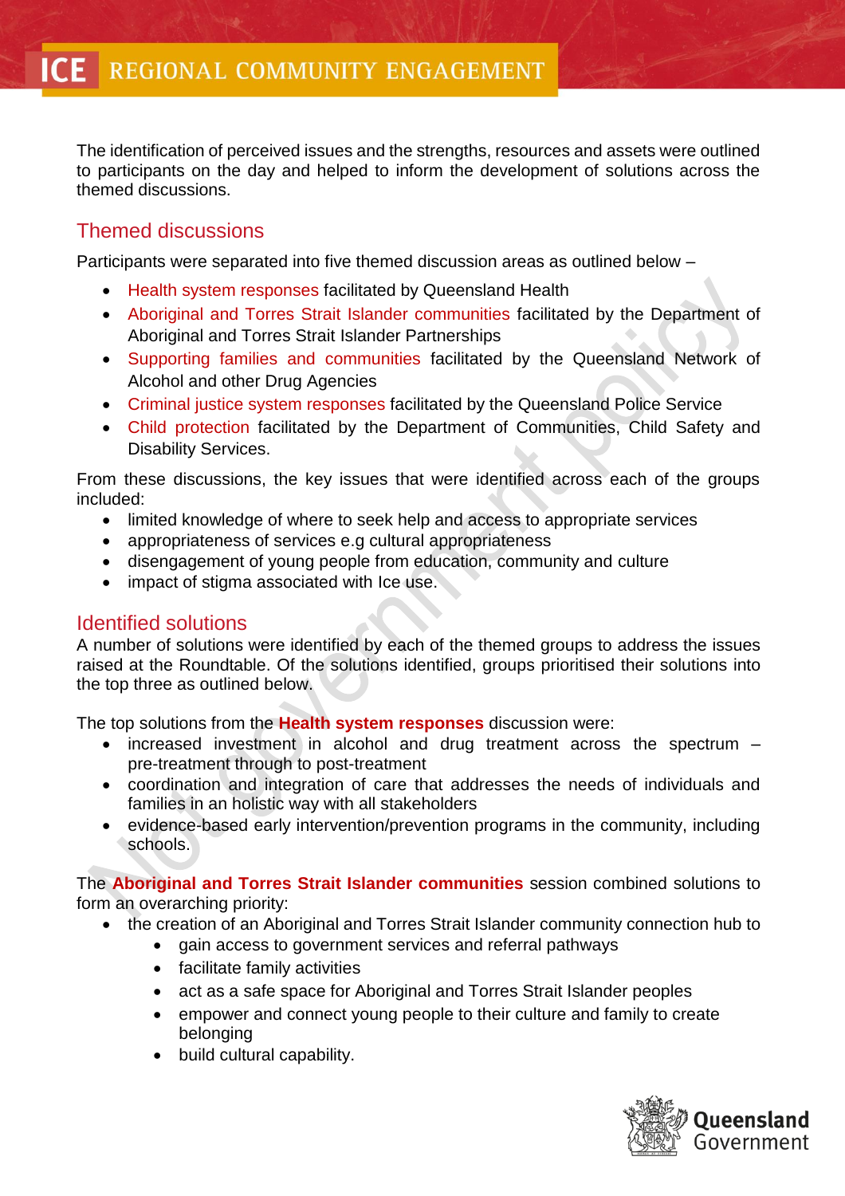The identification of perceived issues and the strengths, resources and assets were outlined to participants on the day and helped to inform the development of solutions across the themed discussions.

## Themed discussions

Participants were separated into five themed discussion areas as outlined below –

- Health system responses facilitated by Queensland Health
- Aboriginal and Torres Strait Islander communities facilitated by the Department of Aboriginal and Torres Strait Islander Partnerships
- Supporting families and communities facilitated by the Queensland Network of Alcohol and other Drug Agencies
- Criminal justice system responses facilitated by the Queensland Police Service
- Child protection facilitated by the Department of Communities, Child Safety and Disability Services.

From these discussions, the key issues that were identified across each of the groups included:

- limited knowledge of where to seek help and access to appropriate services
- appropriateness of services e.g cultural appropriateness
- disengagement of young people from education, community and culture
- impact of stigma associated with Ice use.

## Identified solutions

A number of solutions were identified by each of the themed groups to address the issues raised at the Roundtable. Of the solutions identified, groups prioritised their solutions into the top three as outlined below.

The top solutions from the **Health system responses** discussion were:

- increased investment in alcohol and drug treatment across the spectrum – pre-treatment through to post-treatment
- coordination and integration of care that addresses the needs of individuals and families in an holistic way with all stakeholders
- evidence-based early intervention/prevention programs in the community, including schools.

The **Aboriginal and Torres Strait Islander communities** session combined solutions to form an overarching priority:

- the creation of an Aboriginal and Torres Strait Islander community connection hub to
  - gain access to government services and referral pathways
  - facilitate family activities
  - act as a safe space for Aboriginal and Torres Strait Islander peoples
  - empower and connect young people to their culture and family to create belonging
  - build cultural capability.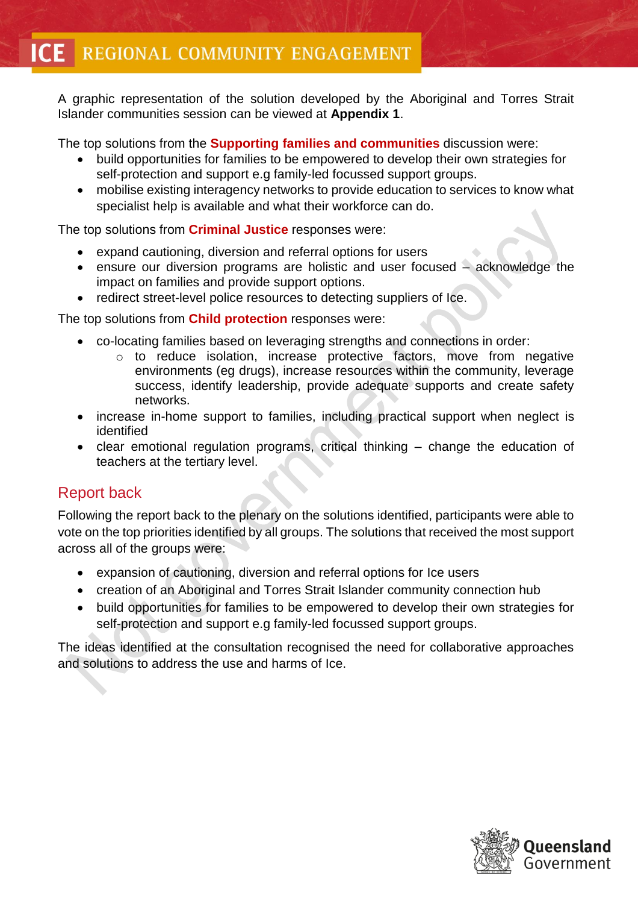A graphic representation of the solution developed by the Aboriginal and Torres Strait Islander communities session can be viewed at **Appendix 1**.

The top solutions from the **Supporting families and communities** discussion were:

- build opportunities for families to be empowered to develop their own strategies for self-protection and support e.g family-led focussed support groups.
- mobilise existing interagency networks to provide education to services to know what specialist help is available and what their workforce can do.

The top solutions from **Criminal Justice** responses were:

- expand cautioning, diversion and referral options for users
- ensure our diversion programs are holistic and user focused – acknowledge the impact on families and provide support options.
- redirect street-level police resources to detecting suppliers of Ice.

The top solutions from **Child protection** responses were:

- co-locating families based on leveraging strengths and connections in order:
  - to reduce isolation, increase protective factors, move from negative environments (eg drugs), increase resources within the community, leverage success, identify leadership, provide adequate supports and create safety networks.
- increase in-home support to families, including practical support when neglect is identified
- clear emotional regulation programs, critical thinking – change the education of teachers at the tertiary level.

## Report back

Following the report back to the plenary on the solutions identified, participants were able to vote on the top priorities identified by all groups. The solutions that received the most support across all of the groups were:

- expansion of cautioning, diversion and referral options for Ice users
- creation of an Aboriginal and Torres Strait Islander community connection hub
- build opportunities for families to be empowered to develop their own strategies for self-protection and support e.g family-led focussed support groups.

The ideas identified at the consultation recognised the need for collaborative approaches and solutions to address the use and harms of Ice.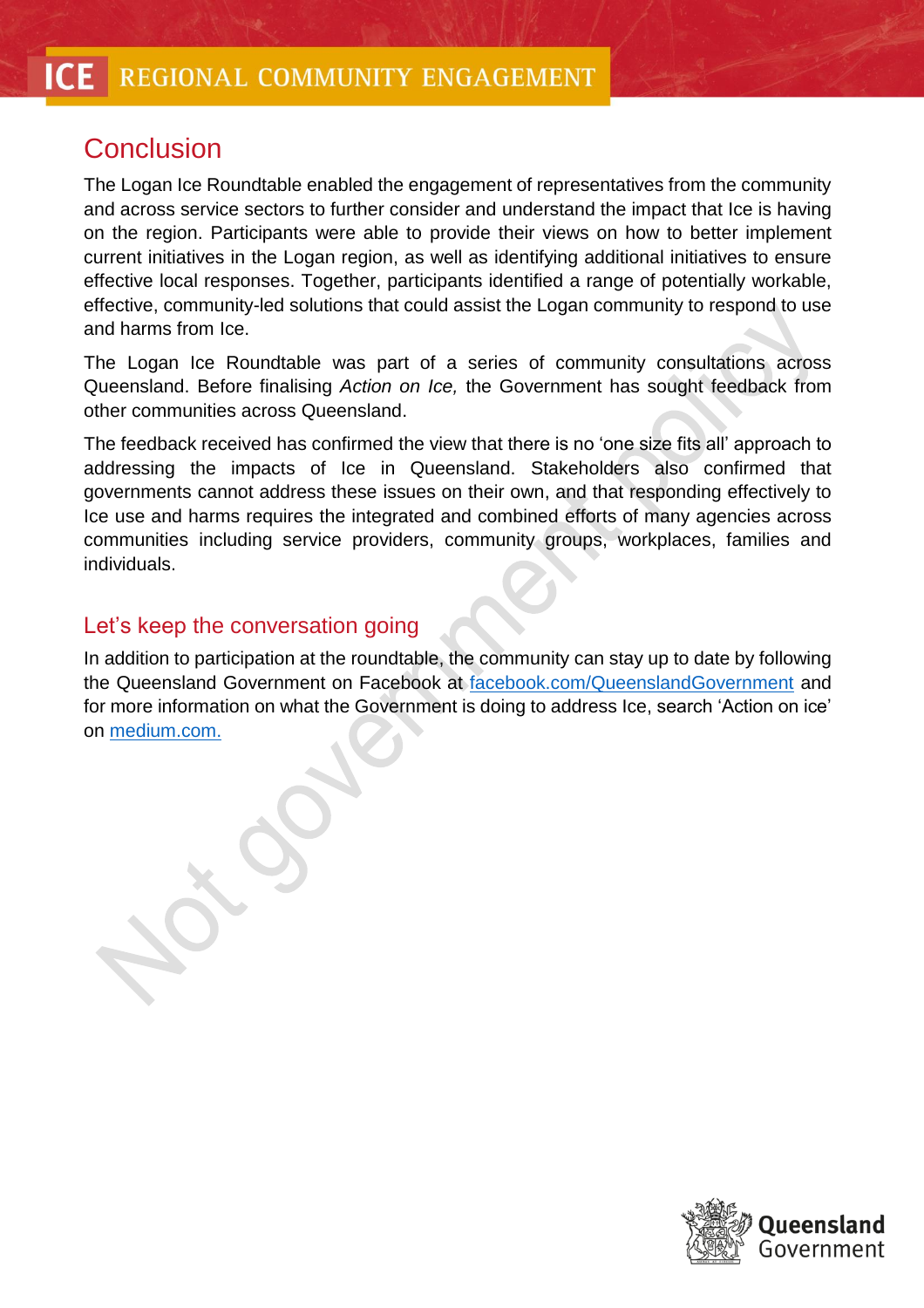## Conclusion

The Logan Ice Roundtable enabled the engagement of representatives from the community and across service sectors to further consider and understand the impact that Ice is having on the region. Participants were able to provide their views on how to better implement current initiatives in the Logan region, as well as identifying additional initiatives to ensure effective local responses. Together, participants identified a range of potentially workable, effective, community-led solutions that could assist the Logan community to respond to use and harms from Ice.

The Logan Ice Roundtable was part of a series of community consultations across Queensland. Before finalising *Action on Ice,* the Government has sought feedback from other communities across Queensland.

The feedback received has confirmed the view that there is no 'one size fits all' approach to addressing the impacts of Ice in Queensland. Stakeholders also confirmed that governments cannot address these issues on their own, and that responding effectively to Ice use and harms requires the integrated and combined efforts of many agencies across communities including service providers, community groups, workplaces, families and individuals.

### Let's keep the conversation going

In addition to participation at the roundtable, the community can stay up to date by following the Queensland Government on Facebook at facebook.com/QueenslandGovernment and for more information on what the Government is doing to address Ice, search 'Action on ice' on medium.com.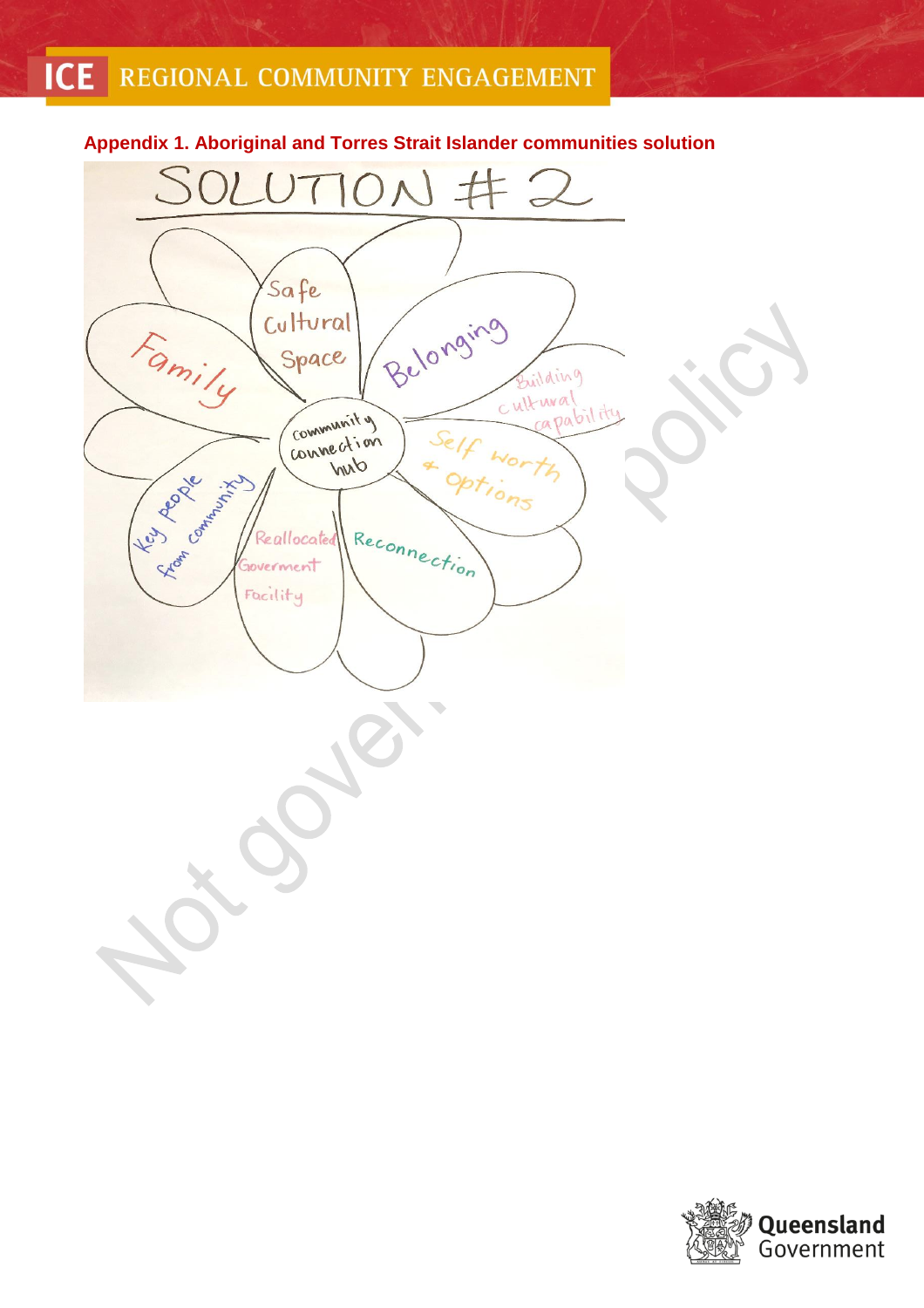**Appendix 1. Aboriginal and Torres Strait Islander communities solution**

SOLUTION # 2

Safe Cultural Space

Family

Belonging

Building cultural capability

Community connection hub

Self worth & options

Key people from community

Reallocated Goverment Facility

Reconnection